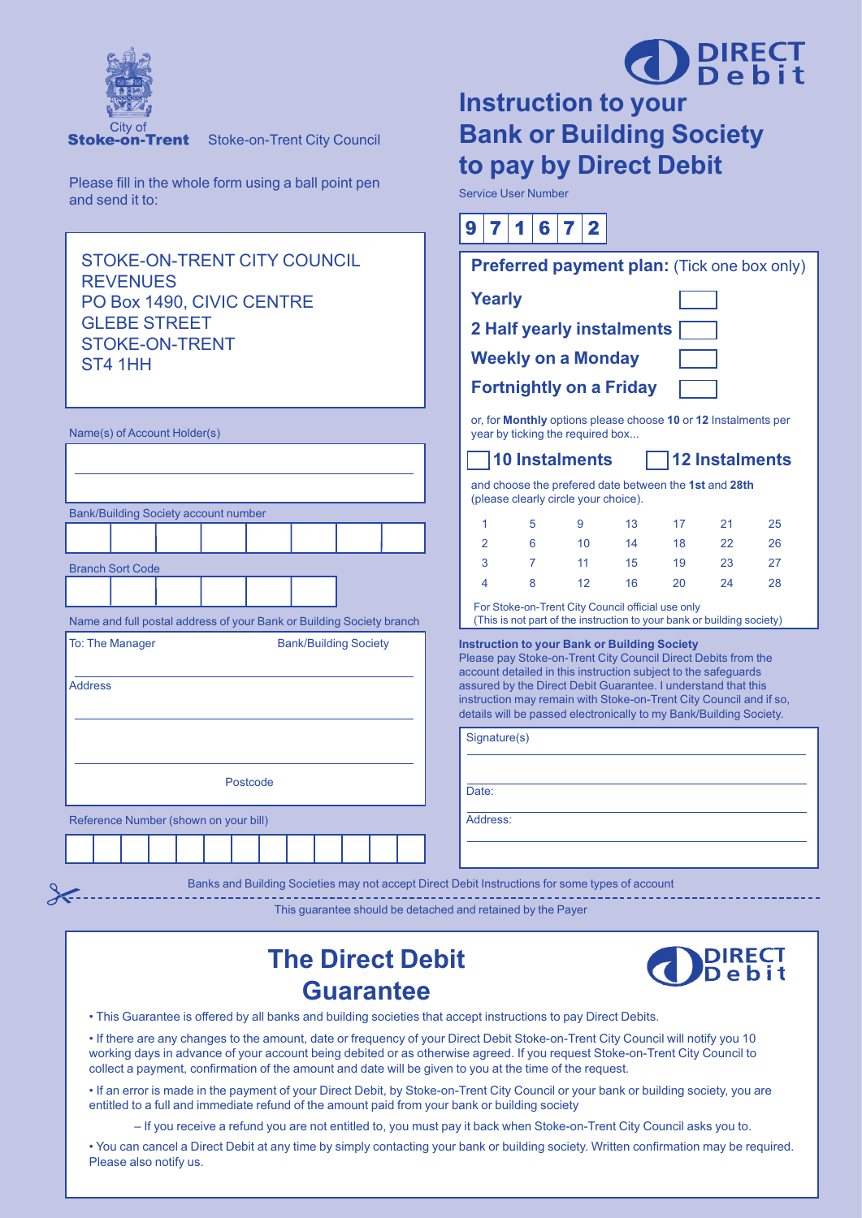City of **Stoke-on-Trent** Stoke-on-Trent City Council

# Instruction to your Bank or Building Society to pay by Direct Debit

Please fill in the whole form using a ball point pen and send it to:

STOKE-ON-TRENT CITY COUNCIL
REVENUES
PO Box 1490, CIVIC CENTRE
GLEBE STREET
STOKE-ON-TRENT
ST4 1HH

Service User Number

| 9 | 7 | 1 | 6 | 7 | 2 |
|---|---|---|---|---|---|

Name(s) of Account Holder(s)

Bank/Building Society account number

Branch Sort Code

Name and full postal address of your Bank or Building Society branch

To: The Manager Bank/Building Society

Address

Postcode

Reference Number (shown on your bill)

**Preferred payment plan:** (Tick one box only)

- **Yearly** ☐
- **2 Half yearly instalments** ☐
- **Weekly on a Monday** ☐
- **Fortnightly on a Friday** ☐

or, for **Monthly** options please choose **10** or **12** Instalments per year by ticking the required box...

☐ **10 Instalments** ☐ **12 Instalments**

and choose the prefered date between the **1st** and **28th** (please clearly circle your choice).

| 1 | 5 | 9 | 13 | 17 | 21 | 25 |
|---|---|---|---|---|---|---|
| 2 | 6 | 10 | 14 | 18 | 22 | 26 |
| 3 | 7 | 11 | 15 | 19 | 23 | 27 |
| 4 | 8 | 12 | 16 | 20 | 24 | 28 |

For Stoke-on-Trent City Council official use only
(This is not part of the instruction to your bank or building society)

**Instruction to your Bank or Building Society**
Please pay Stoke-on-Trent City Council Direct Debits from the account detailed in this instruction subject to the safeguards assured by the Direct Debit Guarantee. I understand that this instruction may remain with Stoke-on-Trent City Council and if so, details will be passed electronically to my Bank/Building Society.

Signature(s)

Date:

Address:

Banks and Building Societies may not accept Direct Debit Instructions for some types of account

This guarantee should be detached and retained by the Payer

## The Direct Debit Guarantee

- This Guarantee is offered by all banks and building societies that accept instructions to pay Direct Debits.
- If there are any changes to the amount, date or frequency of your Direct Debit Stoke-on-Trent City Council will notify you 10 working days in advance of your account being debited or as otherwise agreed. If you request Stoke-on-Trent City Council to collect a payment, confirmation of the amount and date will be given to you at the time of the request.
- If an error is made in the payment of your Direct Debit, by Stoke-on-Trent City Council or your bank or building society, you are entitled to a full and immediate refund of the amount paid from your bank or building society
  - If you receive a refund you are not entitled to, you must pay it back when Stoke-on-Trent City Council asks you to.
- You can cancel a Direct Debit at any time by simply contacting your bank or building society. Written confirmation may be required. Please also notify us.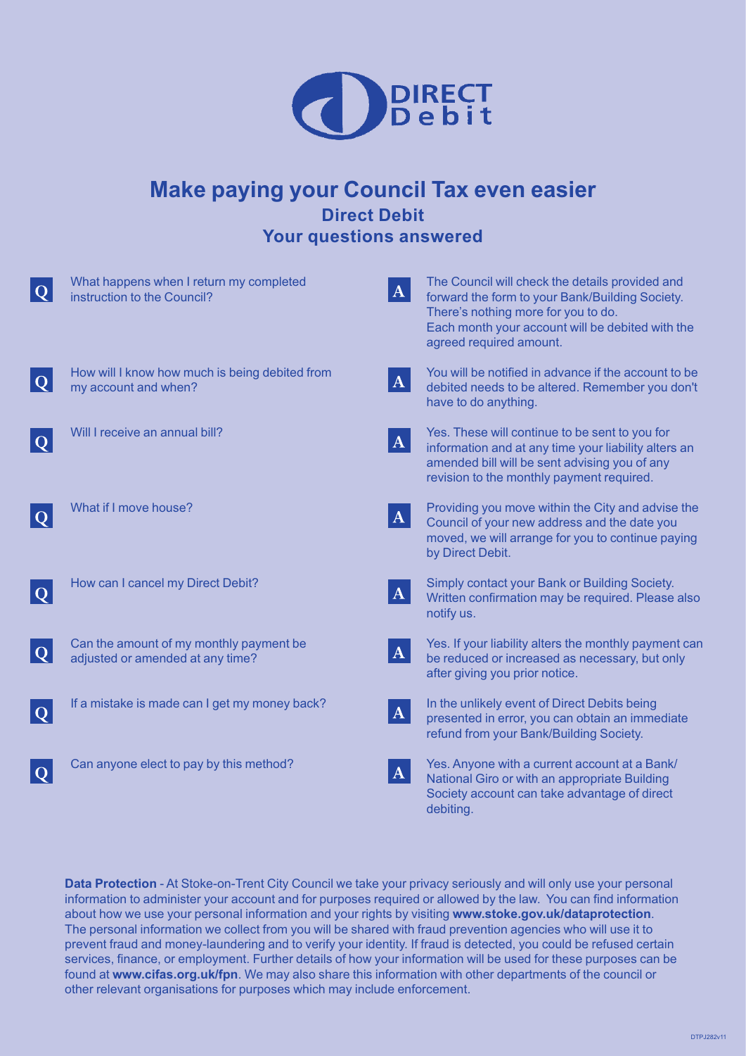DIRECT Debit

# Make paying your Council Tax even easier

## Direct Debit

## Your questions answered

**Q** What happens when I return my completed instruction to the Council?

**A** The Council will check the details provided and forward the form to your Bank/Building Society. There's nothing more for you to do.
Each month your account will be debited with the agreed required amount.

**Q** How will I know how much is being debited from my account and when?

**A** You will be notified in advance if the account to be debited needs to be altered. Remember you don't have to do anything.

**Q** Will I receive an annual bill?

**A** Yes. These will continue to be sent to you for information and at any time your liability alters an amended bill will be sent advising you of any revision to the monthly payment required.

**Q** What if I move house?

**A** Providing you move within the City and advise the Council of your new address and the date you moved, we will arrange for you to continue paying by Direct Debit.

**Q** How can I cancel my Direct Debit?

**A** Simply contact your Bank or Building Society. Written confirmation may be required. Please also notify us.

**Q** Can the amount of my monthly payment be adjusted or amended at any time?

**A** Yes. If your liability alters the monthly payment can be reduced or increased as necessary, but only after giving you prior notice.

**Q** If a mistake is made can I get my money back?

**A** In the unlikely event of Direct Debits being presented in error, you can obtain an immediate refund from your Bank/Building Society.

**Q** Can anyone elect to pay by this method?

**A** Yes. Anyone with a current account at a Bank/ National Giro or with an appropriate Building Society account can take advantage of direct debiting.

**Data Protection** - At Stoke-on-Trent City Council we take your privacy seriously and will only use your personal information to administer your account and for purposes required or allowed by the law. You can find information about how we use your personal information and your rights by visiting **www.stoke.gov.uk/dataprotection**. The personal information we collect from you will be shared with fraud prevention agencies who will use it to prevent fraud and money-laundering and to verify your identity. If fraud is detected, you could be refused certain services, finance, or employment. Further details of how your information will be used for these purposes can be found at **www.cifas.org.uk/fpn**. We may also share this information with other departments of the council or other relevant organisations for purposes which may include enforcement.

DTPJ282v11